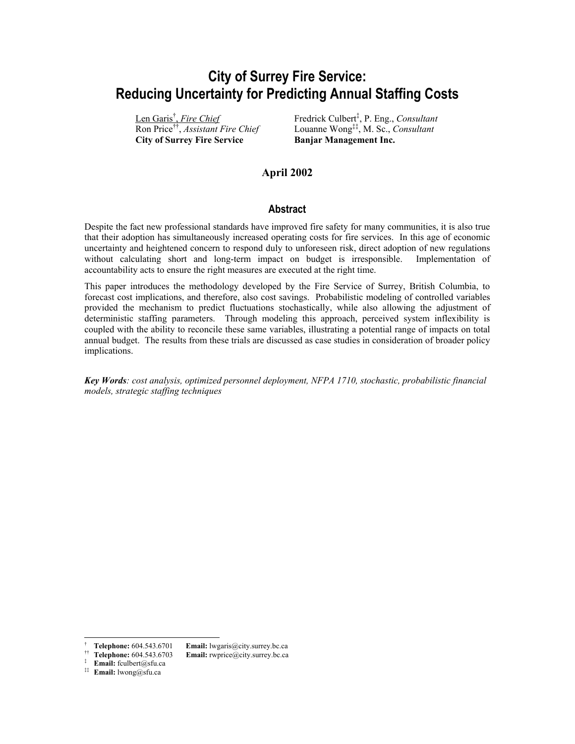# City of Surrey Fire Service: Reducing Uncertainty for Predicting Annual Staffing Costs

Len Garis[†], *Fire Chief*
Ron Price[††], *Assistant Fire Chief*
**City of Surrey Fire Service**

Fredrick Culbert[‡], P. Eng., *Consultant*
Louanne Wong[‡‡], M. Sc., *Consultant*
**Banjar Management Inc.**

**April 2002**

## Abstract

Despite the fact new professional standards have improved fire safety for many communities, it is also true that their adoption has simultaneously increased operating costs for fire services. In this age of economic uncertainty and heightened concern to respond duly to unforeseen risk, direct adoption of new regulations without calculating short and long-term impact on budget is irresponsible. Implementation of accountability acts to ensure the right measures are executed at the right time.

This paper introduces the methodology developed by the Fire Service of Surrey, British Columbia, to forecast cost implications, and therefore, also cost savings. Probabilistic modeling of controlled variables provided the mechanism to predict fluctuations stochastically, while also allowing the adjustment of deterministic staffing parameters. Through modeling this approach, perceived system inflexibility is coupled with the ability to reconcile these same variables, illustrating a potential range of impacts on total annual budget. The results from these trials are discussed as case studies in consideration of broader policy implications.

***Key Words****: cost analysis, optimized personnel deployment, NFPA 1710, stochastic, probabilistic financial models, strategic staffing techniques*

---

[†] **Telephone:** 604.543.6701 **Email:** lwgaris@city.surrey.bc.ca
[††] **Telephone:** 604.543.6703 **Email:** rwprice@city.surrey.bc.ca
[‡] **Email:** fculbert@sfu.ca
[‡‡] **Email:** lwong@sfu.ca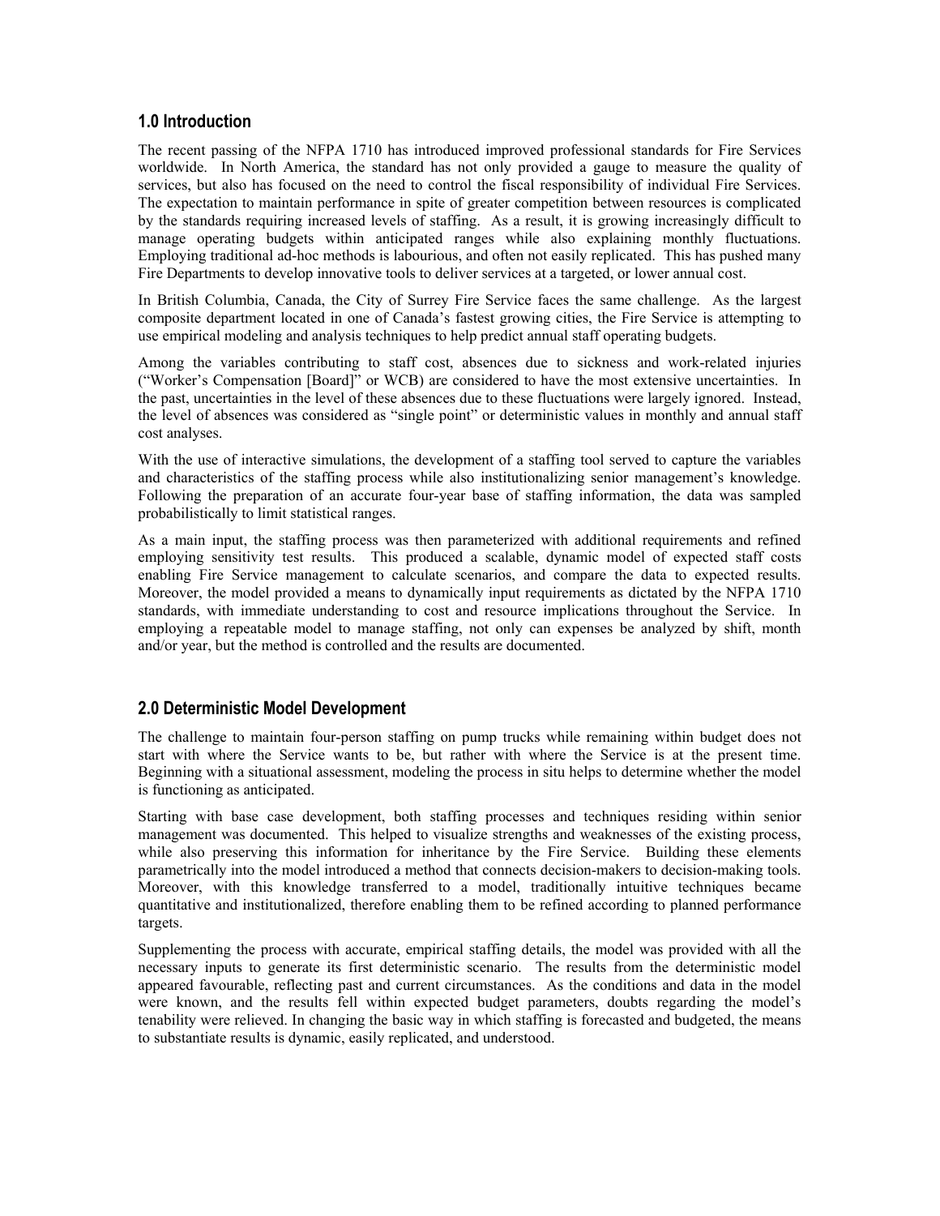## 1.0 Introduction

The recent passing of the NFPA 1710 has introduced improved professional standards for Fire Services worldwide. In North America, the standard has not only provided a gauge to measure the quality of services, but also has focused on the need to control the fiscal responsibility of individual Fire Services. The expectation to maintain performance in spite of greater competition between resources is complicated by the standards requiring increased levels of staffing. As a result, it is growing increasingly difficult to manage operating budgets within anticipated ranges while also explaining monthly fluctuations. Employing traditional ad-hoc methods is labourious, and often not easily replicated. This has pushed many Fire Departments to develop innovative tools to deliver services at a targeted, or lower annual cost.

In British Columbia, Canada, the City of Surrey Fire Service faces the same challenge. As the largest composite department located in one of Canada's fastest growing cities, the Fire Service is attempting to use empirical modeling and analysis techniques to help predict annual staff operating budgets.

Among the variables contributing to staff cost, absences due to sickness and work-related injuries ("Worker's Compensation [Board]" or WCB) are considered to have the most extensive uncertainties. In the past, uncertainties in the level of these absences due to these fluctuations were largely ignored. Instead, the level of absences was considered as "single point" or deterministic values in monthly and annual staff cost analyses.

With the use of interactive simulations, the development of a staffing tool served to capture the variables and characteristics of the staffing process while also institutionalizing senior management's knowledge. Following the preparation of an accurate four-year base of staffing information, the data was sampled probabilistically to limit statistical ranges.

As a main input, the staffing process was then parameterized with additional requirements and refined employing sensitivity test results. This produced a scalable, dynamic model of expected staff costs enabling Fire Service management to calculate scenarios, and compare the data to expected results. Moreover, the model provided a means to dynamically input requirements as dictated by the NFPA 1710 standards, with immediate understanding to cost and resource implications throughout the Service. In employing a repeatable model to manage staffing, not only can expenses be analyzed by shift, month and/or year, but the method is controlled and the results are documented.

## 2.0 Deterministic Model Development

The challenge to maintain four-person staffing on pump trucks while remaining within budget does not start with where the Service wants to be, but rather with where the Service is at the present time. Beginning with a situational assessment, modeling the process in situ helps to determine whether the model is functioning as anticipated.

Starting with base case development, both staffing processes and techniques residing within senior management was documented. This helped to visualize strengths and weaknesses of the existing process, while also preserving this information for inheritance by the Fire Service. Building these elements parametrically into the model introduced a method that connects decision-makers to decision-making tools. Moreover, with this knowledge transferred to a model, traditionally intuitive techniques became quantitative and institutionalized, therefore enabling them to be refined according to planned performance targets.

Supplementing the process with accurate, empirical staffing details, the model was provided with all the necessary inputs to generate its first deterministic scenario. The results from the deterministic model appeared favourable, reflecting past and current circumstances. As the conditions and data in the model were known, and the results fell within expected budget parameters, doubts regarding the model's tenability were relieved. In changing the basic way in which staffing is forecasted and budgeted, the means to substantiate results is dynamic, easily replicated, and understood.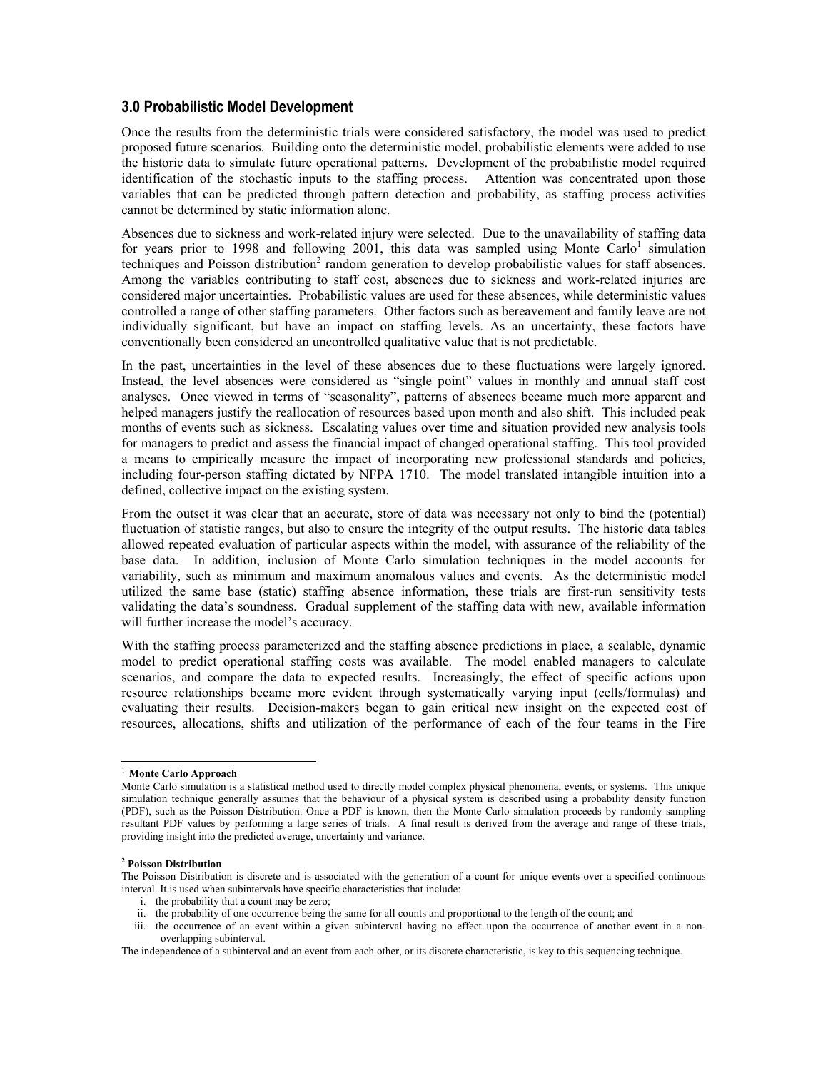## 3.0 Probabilistic Model Development

Once the results from the deterministic trials were considered satisfactory, the model was used to predict proposed future scenarios. Building onto the deterministic model, probabilistic elements were added to use the historic data to simulate future operational patterns. Development of the probabilistic model required identification of the stochastic inputs to the staffing process. Attention was concentrated upon those variables that can be predicted through pattern detection and probability, as staffing process activities cannot be determined by static information alone.

Absences due to sickness and work-related injury were selected. Due to the unavailability of staffing data for years prior to 1998 and following 2001, this data was sampled using Monte Carlo[1] simulation techniques and Poisson distribution[2] random generation to develop probabilistic values for staff absences. Among the variables contributing to staff cost, absences due to sickness and work-related injuries are considered major uncertainties. Probabilistic values are used for these absences, while deterministic values controlled a range of other staffing parameters. Other factors such as bereavement and family leave are not individually significant, but have an impact on staffing levels. As an uncertainty, these factors have conventionally been considered an uncontrolled qualitative value that is not predictable.

In the past, uncertainties in the level of these absences due to these fluctuations were largely ignored. Instead, the level absences were considered as "single point" values in monthly and annual staff cost analyses. Once viewed in terms of "seasonality", patterns of absences became much more apparent and helped managers justify the reallocation of resources based upon month and also shift. This included peak months of events such as sickness. Escalating values over time and situation provided new analysis tools for managers to predict and assess the financial impact of changed operational staffing. This tool provided a means to empirically measure the impact of incorporating new professional standards and policies, including four-person staffing dictated by NFPA 1710. The model translated intangible intuition into a defined, collective impact on the existing system.

From the outset it was clear that an accurate, store of data was necessary not only to bind the (potential) fluctuation of statistic ranges, but also to ensure the integrity of the output results. The historic data tables allowed repeated evaluation of particular aspects within the model, with assurance of the reliability of the base data. In addition, inclusion of Monte Carlo simulation techniques in the model accounts for variability, such as minimum and maximum anomalous values and events. As the deterministic model utilized the same base (static) staffing absence information, these trials are first-run sensitivity tests validating the data's soundness. Gradual supplement of the staffing data with new, available information will further increase the model's accuracy.

With the staffing process parameterized and the staffing absence predictions in place, a scalable, dynamic model to predict operational staffing costs was available. The model enabled managers to calculate scenarios, and compare the data to expected results. Increasingly, the effect of specific actions upon resource relationships became more evident through systematically varying input (cells/formulas) and evaluating their results. Decision-makers began to gain critical new insight on the expected cost of resources, allocations, shifts and utilization of the performance of each of the four teams in the Fire

---

[1] **Monte Carlo Approach**

Monte Carlo simulation is a statistical method used to directly model complex physical phenomena, events, or systems. This unique simulation technique generally assumes that the behaviour of a physical system is described using a probability density function (PDF), such as the Poisson Distribution. Once a PDF is known, then the Monte Carlo simulation proceeds by randomly sampling resultant PDF values by performing a large series of trials. A final result is derived from the average and range of these trials, providing insight into the predicted average, uncertainty and variance.

[2] **Poisson Distribution**

The Poisson Distribution is discrete and is associated with the generation of a count for unique events over a specified continuous interval. It is used when subintervals have specific characteristics that include:

i. the probability that a count may be zero;
ii. the probability of one occurrence being the same for all counts and proportional to the length of the count; and
iii. the occurrence of an event within a given subinterval having no effect upon the occurrence of another event in a non-overlapping subinterval.

The independence of a subinterval and an event from each other, or its discrete characteristic, is key to this sequencing technique.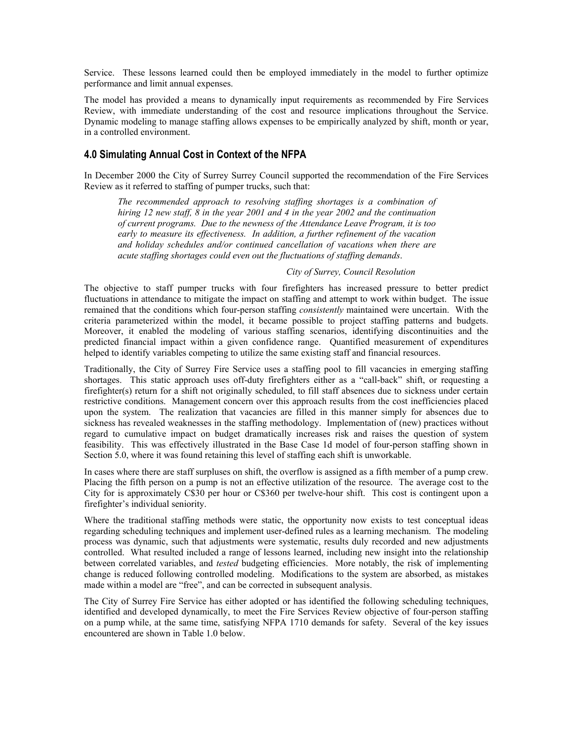Service. These lessons learned could then be employed immediately in the model to further optimize performance and limit annual expenses.

The model has provided a means to dynamically input requirements as recommended by Fire Services Review, with immediate understanding of the cost and resource implications throughout the Service. Dynamic modeling to manage staffing allows expenses to be empirically analyzed by shift, month or year, in a controlled environment.

## 4.0 Simulating Annual Cost in Context of the NFPA

In December 2000 the City of Surrey Surrey Council supported the recommendation of the Fire Services Review as it referred to staffing of pumper trucks, such that:

> *The recommended approach to resolving staffing shortages is a combination of hiring 12 new staff, 8 in the year 2001 and 4 in the year 2002 and the continuation of current programs. Due to the newness of the Attendance Leave Program, it is too early to measure its effectiveness. In addition, a further refinement of the vacation and holiday schedules and/or continued cancellation of vacations when there are acute staffing shortages could even out the fluctuations of staffing demands*.
>
> *City of Surrey, Council Resolution*

The objective to staff pumper trucks with four firefighters has increased pressure to better predict fluctuations in attendance to mitigate the impact on staffing and attempt to work within budget. The issue remained that the conditions which four-person staffing *consistently* maintained were uncertain. With the criteria parameterized within the model, it became possible to project staffing patterns and budgets. Moreover, it enabled the modeling of various staffing scenarios, identifying discontinuities and the predicted financial impact within a given confidence range. Quantified measurement of expenditures helped to identify variables competing to utilize the same existing staff and financial resources.

Traditionally, the City of Surrey Fire Service uses a staffing pool to fill vacancies in emerging staffing shortages. This static approach uses off-duty firefighters either as a "call-back" shift, or requesting a firefighter(s) return for a shift not originally scheduled, to fill staff absences due to sickness under certain restrictive conditions. Management concern over this approach results from the cost inefficiencies placed upon the system. The realization that vacancies are filled in this manner simply for absences due to sickness has revealed weaknesses in the staffing methodology. Implementation of (new) practices without regard to cumulative impact on budget dramatically increases risk and raises the question of system feasibility. This was effectively illustrated in the Base Case 1d model of four-person staffing shown in Section 5.0, where it was found retaining this level of staffing each shift is unworkable.

In cases where there are staff surpluses on shift, the overflow is assigned as a fifth member of a pump crew. Placing the fifth person on a pump is not an effective utilization of the resource. The average cost to the City for is approximately C$30 per hour or C$360 per twelve-hour shift. This cost is contingent upon a firefighter's individual seniority.

Where the traditional staffing methods were static, the opportunity now exists to test conceptual ideas regarding scheduling techniques and implement user-defined rules as a learning mechanism. The modeling process was dynamic, such that adjustments were systematic, results duly recorded and new adjustments controlled. What resulted included a range of lessons learned, including new insight into the relationship between correlated variables, and *tested* budgeting efficiencies. More notably, the risk of implementing change is reduced following controlled modeling. Modifications to the system are absorbed, as mistakes made within a model are "free", and can be corrected in subsequent analysis.

The City of Surrey Fire Service has either adopted or has identified the following scheduling techniques, identified and developed dynamically, to meet the Fire Services Review objective of four-person staffing on a pump while, at the same time, satisfying NFPA 1710 demands for safety. Several of the key issues encountered are shown in Table 1.0 below.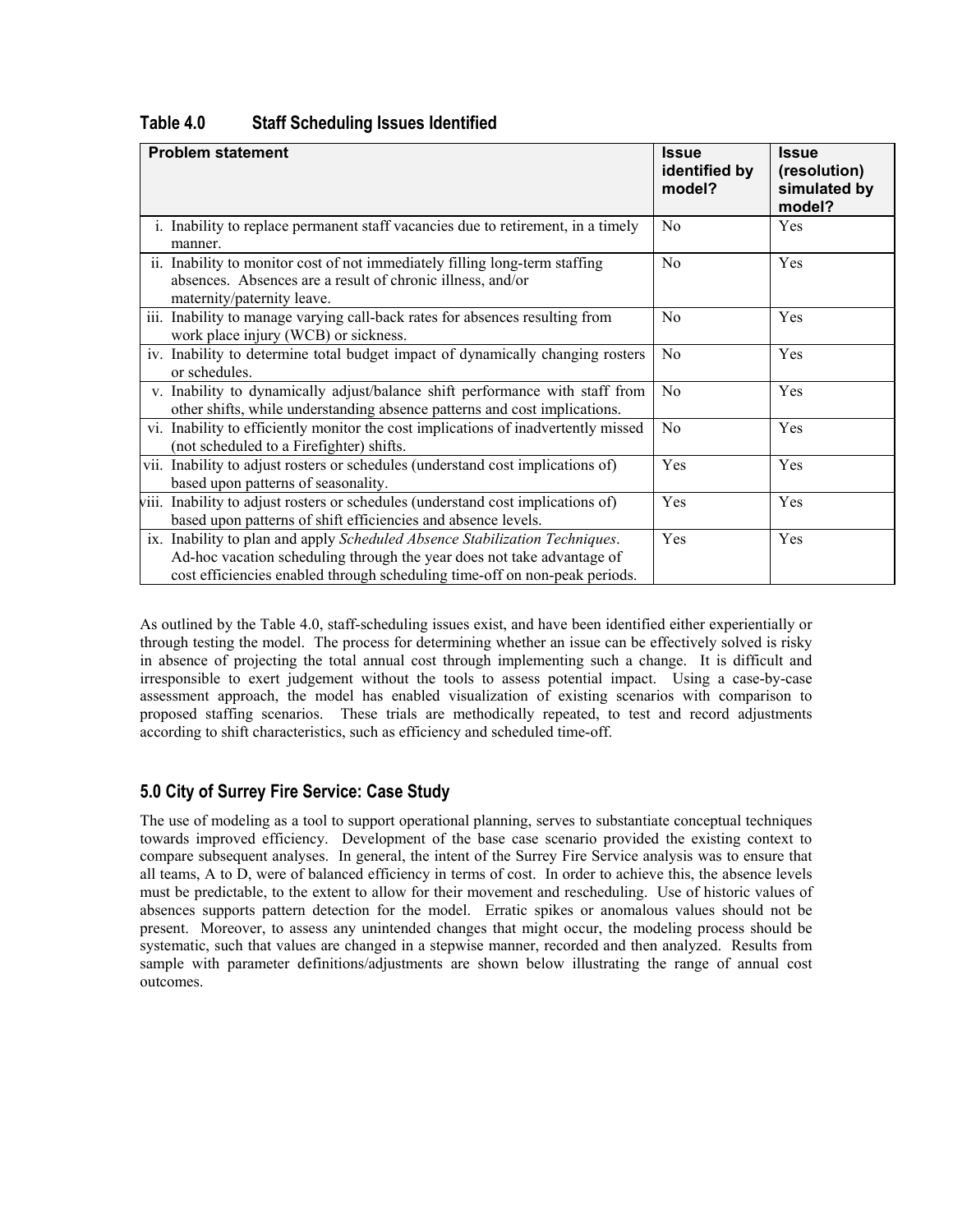**Table 4.0 Staff Scheduling Issues Identified**

| Problem statement | Issue identified by model? | Issue (resolution) simulated by model? |
|---|---|---|
| i. Inability to replace permanent staff vacancies due to retirement, in a timely manner. | No | Yes |
| ii. Inability to monitor cost of not immediately filling long-term staffing absences. Absences are a result of chronic illness, and/or maternity/paternity leave. | No | Yes |
| iii. Inability to manage varying call-back rates for absences resulting from work place injury (WCB) or sickness. | No | Yes |
| iv. Inability to determine total budget impact of dynamically changing rosters or schedules. | No | Yes |
| v. Inability to dynamically adjust/balance shift performance with staff from other shifts, while understanding absence patterns and cost implications. | No | Yes |
| vi. Inability to efficiently monitor the cost implications of inadvertently missed (not scheduled to a Firefighter) shifts. | No | Yes |
| vii. Inability to adjust rosters or schedules (understand cost implications of) based upon patterns of seasonality. | Yes | Yes |
| viii. Inability to adjust rosters or schedules (understand cost implications of) based upon patterns of shift efficiencies and absence levels. | Yes | Yes |
| ix. Inability to plan and apply *Scheduled Absence Stabilization Techniques*. Ad-hoc vacation scheduling through the year does not take advantage of cost efficiencies enabled through scheduling time-off on non-peak periods. | Yes | Yes |

As outlined by the Table 4.0, staff-scheduling issues exist, and have been identified either experientially or through testing the model. The process for determining whether an issue can be effectively solved is risky in absence of projecting the total annual cost through implementing such a change. It is difficult and irresponsible to exert judgement without the tools to assess potential impact. Using a case-by-case assessment approach, the model has enabled visualization of existing scenarios with comparison to proposed staffing scenarios. These trials are methodically repeated, to test and record adjustments according to shift characteristics, such as efficiency and scheduled time-off.

## 5.0 City of Surrey Fire Service: Case Study

The use of modeling as a tool to support operational planning, serves to substantiate conceptual techniques towards improved efficiency. Development of the base case scenario provided the existing context to compare subsequent analyses. In general, the intent of the Surrey Fire Service analysis was to ensure that all teams, A to D, were of balanced efficiency in terms of cost. In order to achieve this, the absence levels must be predictable, to the extent to allow for their movement and rescheduling. Use of historic values of absences supports pattern detection for the model. Erratic spikes or anomalous values should not be present. Moreover, to assess any unintended changes that might occur, the modeling process should be systematic, such that values are changed in a stepwise manner, recorded and then analyzed. Results from sample with parameter definitions/adjustments are shown below illustrating the range of annual cost outcomes.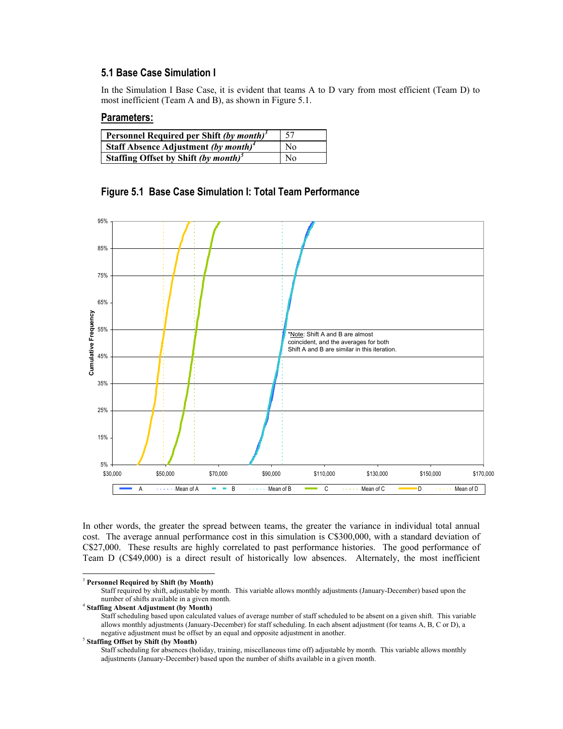### 5.1 Base Case Simulation I

In the Simulation I Base Case, it is evident that teams A to D vary from most efficient (Team D) to most inefficient (Team A and B), as shown in Figure 5.1.

#### Parameters:

| **Personnel Required per Shift *(by month)*[3]** | 57 |
|---|---|
| **Staff Absence Adjustment *(by month)*[4]** | No |
| **Staffing Offset by Shift *(by month)*[5]** | No |

#### Figure 5.1 Base Case Simulation I: Total Team Performance

*Note: Shift A and B are almost coincident, and the averages for both Shift A and B are similar in this iteration.

In other words, the greater the spread between teams, the greater the variance in individual total annual cost. The average annual performance cost in this simulation is C$300,000, with a standard deviation of C$27,000. These results are highly correlated to past performance histories. The good performance of Team D (C$49,000) is a direct result of historically low absences. Alternately, the most inefficient

---

[3] **Personnel Required by Shift (by Month)**
Staff required by shift, adjustable by month. This variable allows monthly adjustments (January-December) based upon the number of shifts available in a given month.

[4] **Staffing Absent Adjustment (by Month)**
Staff scheduling based upon calculated values of average number of staff scheduled to be absent on a given shift. This variable allows monthly adjustments (January-December) for staff scheduling. In each absent adjustment (for teams A, B, C or D), a negative adjustment must be offset by an equal and opposite adjustment in another.

[5] **Staffing Offset by Shift (by Month)**
Staff scheduling for absences (holiday, training, miscellaneous time off) adjustable by month. This variable allows monthly adjustments (January-December) based upon the number of shifts available in a given month.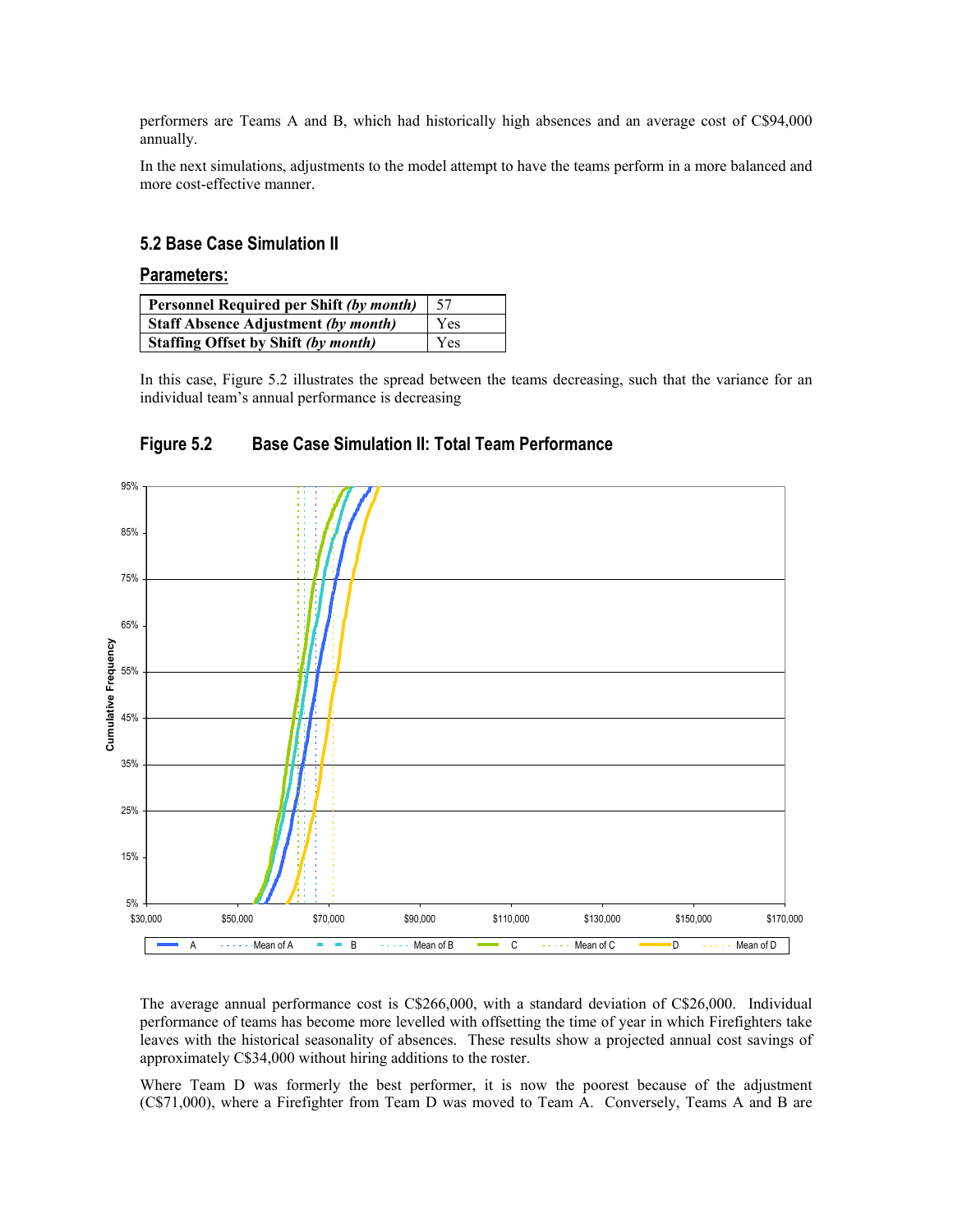performers are Teams A and B, which had historically high absences and an average cost of C$94,000 annually.

In the next simulations, adjustments to the model attempt to have the teams perform in a more balanced and more cost-effective manner.

## 5.2 Base Case Simulation II

### Parameters:

| **Personnel Required per Shift *(by month)*** | 57 |
|---|---|
| **Staff Absence Adjustment *(by month)*** | Yes |
| **Staffing Offset by Shift *(by month)*** | Yes |

In this case, Figure 5.2 illustrates the spread between the teams decreasing, such that the variance for an individual team's annual performance is decreasing

### Figure 5.2 Base Case Simulation II: Total Team Performance

The average annual performance cost is C$266,000, with a standard deviation of C$26,000. Individual performance of teams has become more levelled with offsetting the time of year in which Firefighters take leaves with the historical seasonality of absences. These results show a projected annual cost savings of approximately C$34,000 without hiring additions to the roster.

Where Team D was formerly the best performer, it is now the poorest because of the adjustment (C$71,000), where a Firefighter from Team D was moved to Team A. Conversely, Teams A and B are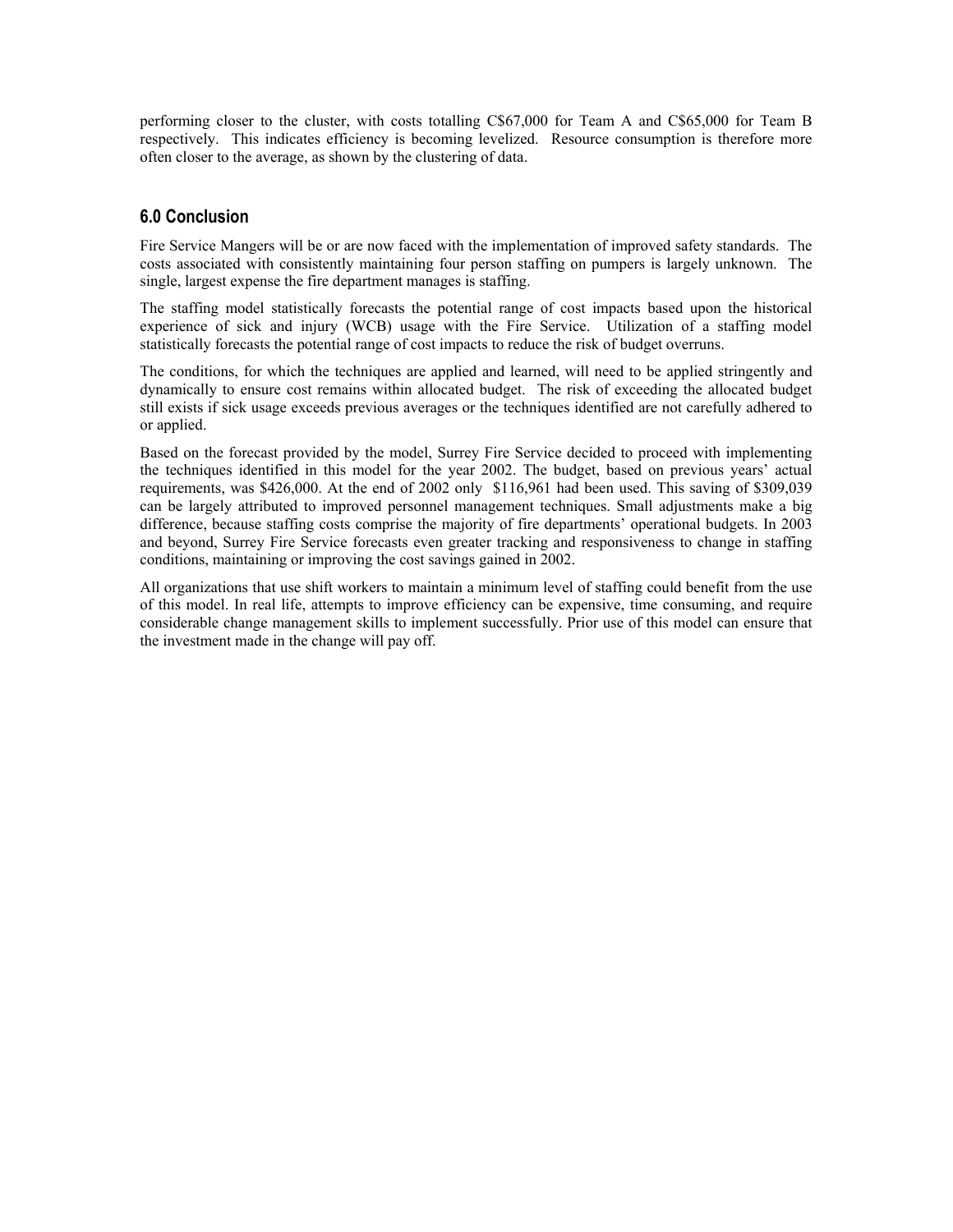performing closer to the cluster, with costs totalling C$67,000 for Team A and C$65,000 for Team B respectively. This indicates efficiency is becoming levelized. Resource consumption is therefore more often closer to the average, as shown by the clustering of data.

## 6.0 Conclusion

Fire Service Mangers will be or are now faced with the implementation of improved safety standards. The costs associated with consistently maintaining four person staffing on pumpers is largely unknown. The single, largest expense the fire department manages is staffing.

The staffing model statistically forecasts the potential range of cost impacts based upon the historical experience of sick and injury (WCB) usage with the Fire Service. Utilization of a staffing model statistically forecasts the potential range of cost impacts to reduce the risk of budget overruns.

The conditions, for which the techniques are applied and learned, will need to be applied stringently and dynamically to ensure cost remains within allocated budget. The risk of exceeding the allocated budget still exists if sick usage exceeds previous averages or the techniques identified are not carefully adhered to or applied.

Based on the forecast provided by the model, Surrey Fire Service decided to proceed with implementing the techniques identified in this model for the year 2002. The budget, based on previous years' actual requirements, was $426,000. At the end of 2002 only $116,961 had been used. This saving of $309,039 can be largely attributed to improved personnel management techniques. Small adjustments make a big difference, because staffing costs comprise the majority of fire departments' operational budgets. In 2003 and beyond, Surrey Fire Service forecasts even greater tracking and responsiveness to change in staffing conditions, maintaining or improving the cost savings gained in 2002.

All organizations that use shift workers to maintain a minimum level of staffing could benefit from the use of this model. In real life, attempts to improve efficiency can be expensive, time consuming, and require considerable change management skills to implement successfully. Prior use of this model can ensure that the investment made in the change will pay off.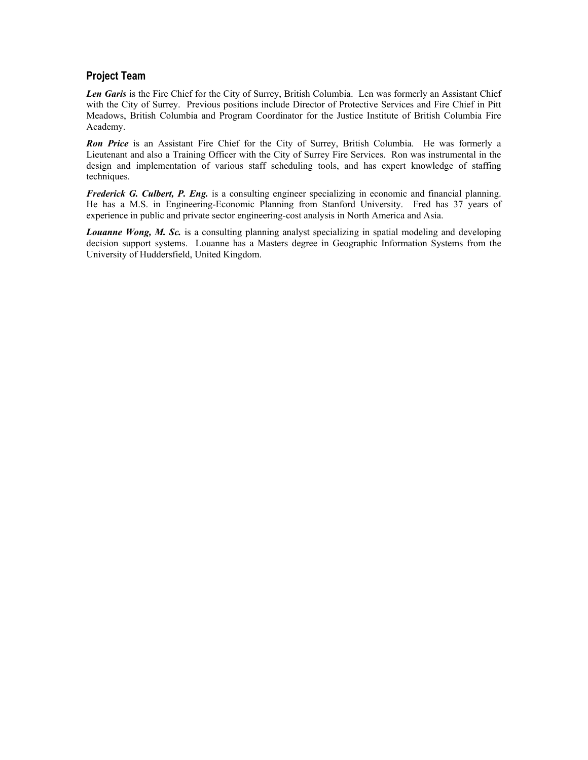## Project Team

***Len Garis*** is the Fire Chief for the City of Surrey, British Columbia. Len was formerly an Assistant Chief with the City of Surrey. Previous positions include Director of Protective Services and Fire Chief in Pitt Meadows, British Columbia and Program Coordinator for the Justice Institute of British Columbia Fire Academy.

***Ron Price*** is an Assistant Fire Chief for the City of Surrey, British Columbia. He was formerly a Lieutenant and also a Training Officer with the City of Surrey Fire Services. Ron was instrumental in the design and implementation of various staff scheduling tools, and has expert knowledge of staffing techniques.

***Frederick G. Culbert, P. Eng.*** is a consulting engineer specializing in economic and financial planning. He has a M.S. in Engineering-Economic Planning from Stanford University. Fred has 37 years of experience in public and private sector engineering-cost analysis in North America and Asia.

***Louanne Wong, M. Sc.*** is a consulting planning analyst specializing in spatial modeling and developing decision support systems. Louanne has a Masters degree in Geographic Information Systems from the University of Huddersfield, United Kingdom.